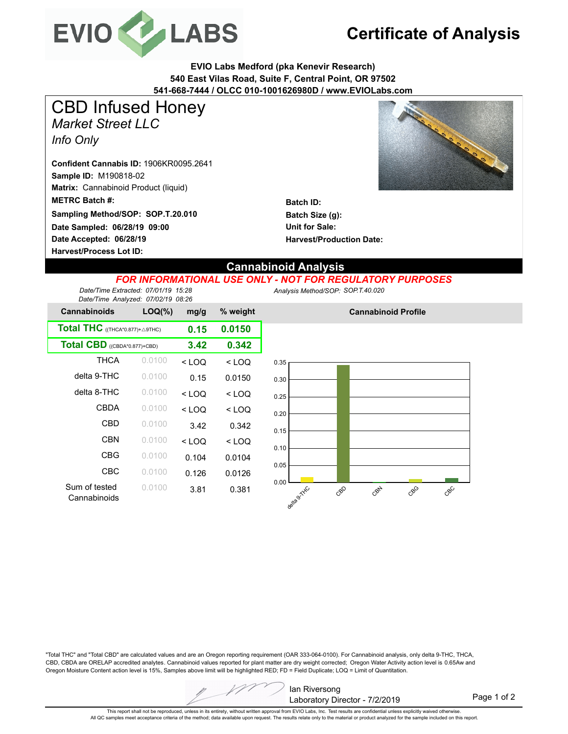# EVIO LABS

# Certificate of Analysis

**EVIO Labs Medford (pka Kenevir Research)**
**540 East Vilas Road, Suite F, Central Point, OR 97502**
**541-668-7444 / OLCC 010-1001626980D / www.EVIOLabs.com**

## CBD Infused Honey

*Market Street LLC*

*Info Only*

**Confident Cannabis ID:** 1906KR0095.2641
**Sample ID:** M190818-02
**Matrix:** Cannabinoid Product (liquid)
**METRC Batch #:**
**Sampling Method/SOP: SOP.T.20.010**
**Date Sampled: 06/28/19 09:00**
**Date Accepted: 06/28/19**
**Harvest/Process Lot ID:**

**Batch ID:**
**Batch Size (g):**
**Unit for Sale:**
**Harvest/Production Date:**

## Cannabinoid Analysis

***FOR INFORMATIONAL USE ONLY - NOT FOR REGULATORY PURPOSES***

*Date/Time Extracted: 07/01/19 15:28*
*Date/Time Analyzed: 07/02/19 08:26*

*Analysis Method/SOP: SOP.T.40.020*

| Cannabinoids | LOQ(%) | mg/g | % weight |
|---|---|---|---|
| **Total THC** ((THCA*0.877)+△9THC) | | **0.15** | **0.0150** |
| **Total CBD** ((CBDA*0.877)+CBD) | | **3.42** | **0.342** |
| THCA | 0.0100 | < LOQ | < LOQ |
| delta 9-THC | 0.0100 | 0.15 | 0.0150 |
| delta 8-THC | 0.0100 | < LOQ | < LOQ |
| CBDA | 0.0100 | < LOQ | < LOQ |
| CBD | 0.0100 | 3.42 | 0.342 |
| CBN | 0.0100 | < LOQ | < LOQ |
| CBG | 0.0100 | 0.104 | 0.0104 |
| CBC | 0.0100 | 0.126 | 0.0126 |
| Sum of tested Cannabinoids | 0.0100 | 3.81 | 0.381 |

**Cannabinoid Profile**

"Total THC" and "Total CBD" are calculated values and are an Oregon reporting requirement (OAR 333-064-0100). For Cannabinoid analysis, only delta 9-THC, THCA, CBD, CBDA are ORELAP accredited analytes. Cannabinoid values reported for plant matter are dry weight corrected; Oregon Water Activity action level is 0.65Aw and Oregon Moisture Content action level is 15%, Samples above limit will be highlighted RED; FD = Field Duplicate; LOQ = Limit of Quantitation.

Ian Riversong
Laboratory Director - 7/2/2019

This report shall not be reproduced, unless in its entirety, without written approval from EVIO Labs, Inc. Test results are confidential unless explicitly waived otherwise.
All QC samples meet acceptance criteria of the method; data available upon request. The results relate only to the material or product analyzed for the sample included on this report.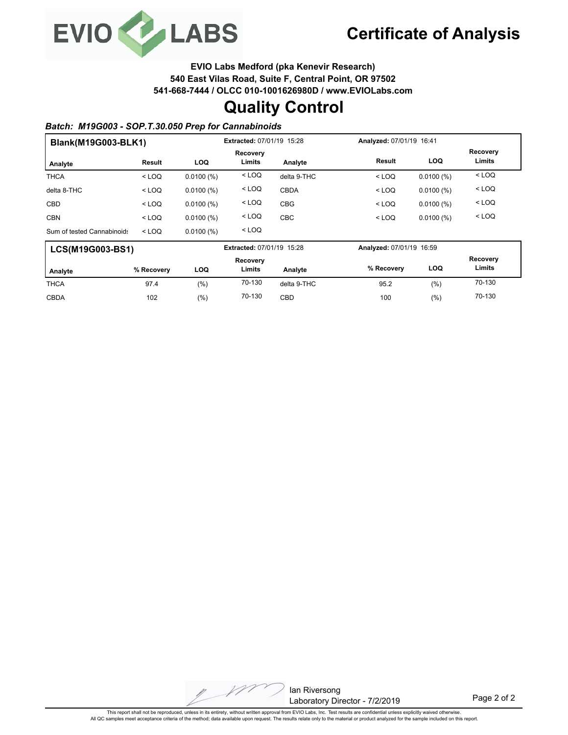# Certificate of Analysis

**EVIO Labs Medford (pka Kenevir Research)**
**540 East Vilas Road, Suite F, Central Point, OR 97502**
**541-668-7444 / OLCC 010-1001626980D / www.EVIOLabs.com**

# Quality Control

***Batch: M19G003 - SOP.T.30.050 Prep for Cannabinoids***

**Blank(M19G003-BLK1)** — **Extracted:** 07/01/19 15:28 — **Analyzed:** 07/01/19 16:41

| Analyte | Result | LOQ | Recovery Limits | Analyte | Result | LOQ | Recovery Limits |
|---|---|---|---|---|---|---|---|
| THCA | < LOQ | 0.0100 (%) | < LOQ | delta 9-THC | < LOQ | 0.0100 (%) | < LOQ |
| delta 8-THC | < LOQ | 0.0100 (%) | < LOQ | CBDA | < LOQ | 0.0100 (%) | < LOQ |
| CBD | < LOQ | 0.0100 (%) | < LOQ | CBG | < LOQ | 0.0100 (%) | < LOQ |
| CBN | < LOQ | 0.0100 (%) | < LOQ | CBC | < LOQ | 0.0100 (%) | < LOQ |
| Sum of tested Cannabinoids | < LOQ | 0.0100 (%) | < LOQ | | | | |

**LCS(M19G003-BS1)** — **Extracted:** 07/01/19 15:28 — **Analyzed:** 07/01/19 16:59

| Analyte | % Recovery | LOQ | Recovery Limits | Analyte | % Recovery | LOQ | Recovery Limits |
|---|---|---|---|---|---|---|---|
| THCA | 97.4 | (%) | 70-130 | delta 9-THC | 95.2 | (%) | 70-130 |
| CBDA | 102 | (%) | 70-130 | CBD | 100 | (%) | 70-130 |

Ian Riversong
Laboratory Director - 7/2/2019

This report shall not be reproduced, unless in its entirety, without written approval from EVIO Labs, Inc. Test results are confidential unless explicitly waived otherwise.
All QC samples meet acceptance criteria of the method; data available upon request. The results relate only to the material or product analyzed for the sample included on this report.